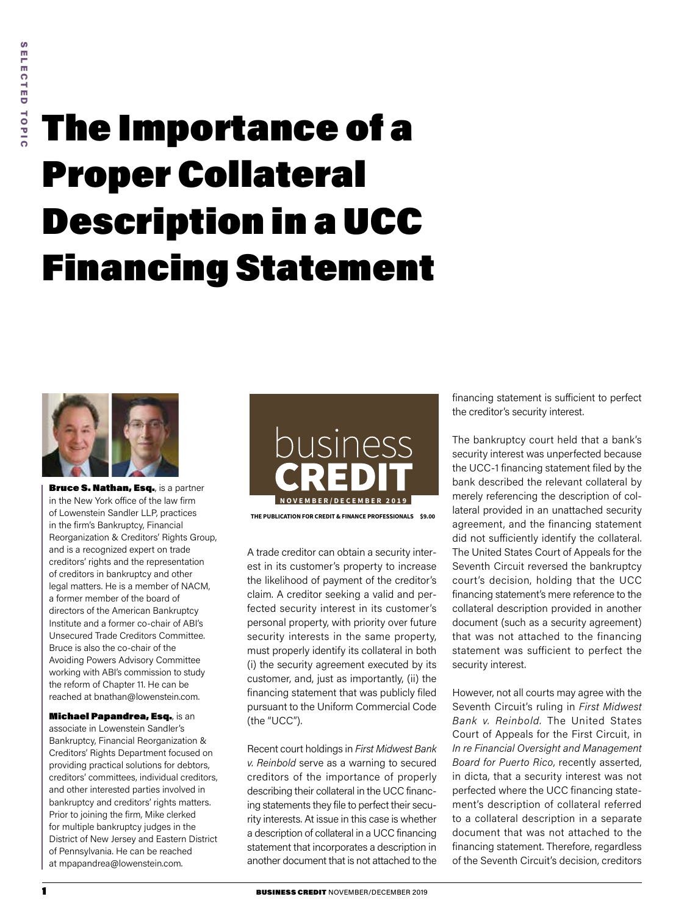SELECTED TOPIC

# The Importance of a Proper Collateral Description in a UCC Financing Statement

**Bruce S. Nathan, Esq.**, is a partner in the New York office of the law firm of Lowenstein Sandler LLP, practices in the firm's Bankruptcy, Financial Reorganization & Creditors' Rights Group, and is a recognized expert on trade creditors' rights and the representation of creditors in bankruptcy and other legal matters. He is a member of NACM, a former member of the board of directors of the American Bankruptcy Institute and a former co-chair of ABI's Unsecured Trade Creditors Committee. Bruce is also the co-chair of the Avoiding Powers Advisory Committee working with ABI's commission to study the reform of Chapter 11. He can be reached at bnathan@lowenstein.com.

**Michael Papandrea, Esq.**, is an associate in Lowenstein Sandler's Bankruptcy, Financial Reorganization & Creditors' Rights Department focused on providing practical solutions for debtors, creditors' committees, individual creditors, and other interested parties involved in bankruptcy and creditors' rights matters. Prior to joining the firm, Mike clerked for multiple bankruptcy judges in the District of New Jersey and Eastern District of Pennsylvania. He can be reached at mpapandrea@lowenstein.com.

business CREDIT
NOVEMBER/DECEMBER 2019
THE PUBLICATION FOR CREDIT & FINANCE PROFESSIONALS $9.00

A trade creditor can obtain a security interest in its customer's property to increase the likelihood of payment of the creditor's claim. A creditor seeking a valid and perfected security interest in its customer's personal property, with priority over future security interests in the same property, must properly identify its collateral in both (i) the security agreement executed by its customer, and, just as importantly, (ii) the financing statement that was publicly filed pursuant to the Uniform Commercial Code (the "UCC").

Recent court holdings in *First Midwest Bank v. Reinbold* serve as a warning to secured creditors of the importance of properly describing their collateral in the UCC financing statements they file to perfect their security interests. At issue in this case is whether a description of collateral in a UCC financing statement that incorporates a description in another document that is not attached to the financing statement is sufficient to perfect the creditor's security interest.

The bankruptcy court held that a bank's security interest was unperfected because the UCC-1 financing statement filed by the bank described the relevant collateral by merely referencing the description of collateral provided in an unattached security agreement, and the financing statement did not sufficiently identify the collateral. The United States Court of Appeals for the Seventh Circuit reversed the bankruptcy court's decision, holding that the UCC financing statement's mere reference to the collateral description provided in another document (such as a security agreement) that was not attached to the financing statement was sufficient to perfect the security interest.

However, not all courts may agree with the Seventh Circuit's ruling in *First Midwest Bank v. Reinbold.* The United States Court of Appeals for the First Circuit, in *In re Financial Oversight and Management Board for Puerto Rico*, recently asserted, in dicta, that a security interest was not perfected where the UCC financing statement's description of collateral referred to a collateral description in a separate document that was not attached to the financing statement. Therefore, regardless of the Seventh Circuit's decision, creditors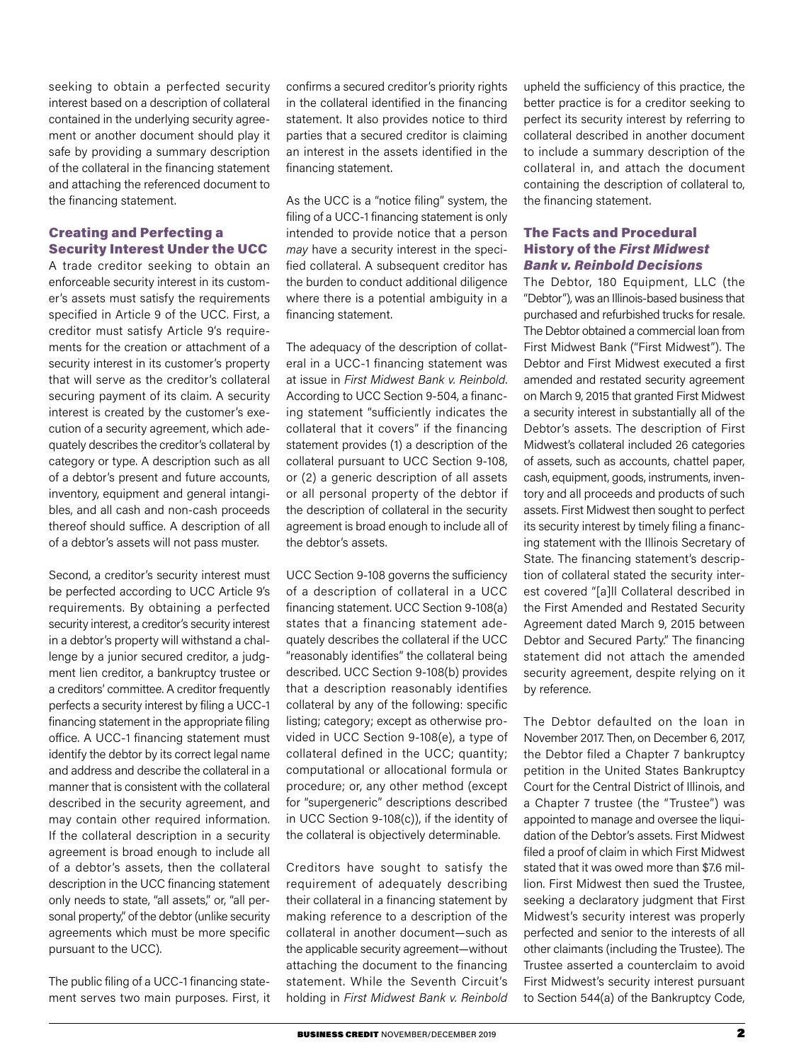seeking to obtain a perfected security interest based on a description of collateral contained in the underlying security agreement or another document should play it safe by providing a summary description of the collateral in the financing statement and attaching the referenced document to the financing statement.

## Creating and Perfecting a Security Interest Under the UCC

A trade creditor seeking to obtain an enforceable security interest in its customer's assets must satisfy the requirements specified in Article 9 of the UCC. First, a creditor must satisfy Article 9's requirements for the creation or attachment of a security interest in its customer's property that will serve as the creditor's collateral securing payment of its claim. A security interest is created by the customer's execution of a security agreement, which adequately describes the creditor's collateral by category or type. A description such as all of a debtor's present and future accounts, inventory, equipment and general intangibles, and all cash and non-cash proceeds thereof should suffice. A description of all of a debtor's assets will not pass muster.

Second, a creditor's security interest must be perfected according to UCC Article 9's requirements. By obtaining a perfected security interest, a creditor's security interest in a debtor's property will withstand a challenge by a junior secured creditor, a judgment lien creditor, a bankruptcy trustee or a creditors' committee. A creditor frequently perfects a security interest by filing a UCC-1 financing statement in the appropriate filing office. A UCC-1 financing statement must identify the debtor by its correct legal name and address and describe the collateral in a manner that is consistent with the collateral described in the security agreement, and may contain other required information. If the collateral description in a security agreement is broad enough to include all of a debtor's assets, then the collateral description in the UCC financing statement only needs to state, "all assets," or, "all personal property," of the debtor (unlike security agreements which must be more specific pursuant to the UCC).

The public filing of a UCC-1 financing statement serves two main purposes. First, it confirms a secured creditor's priority rights in the collateral identified in the financing statement. It also provides notice to third parties that a secured creditor is claiming an interest in the assets identified in the financing statement.

As the UCC is a "notice filing" system, the filing of a UCC-1 financing statement is only intended to provide notice that a person *may* have a security interest in the specified collateral. A subsequent creditor has the burden to conduct additional diligence where there is a potential ambiguity in a financing statement.

The adequacy of the description of collateral in a UCC-1 financing statement was at issue in *First Midwest Bank v. Reinbold*. According to UCC Section 9-504, a financing statement "sufficiently indicates the collateral that it covers" if the financing statement provides (1) a description of the collateral pursuant to UCC Section 9-108, or (2) a generic description of all assets or all personal property of the debtor if the description of collateral in the security agreement is broad enough to include all of the debtor's assets.

UCC Section 9-108 governs the sufficiency of a description of collateral in a UCC financing statement. UCC Section 9-108(a) states that a financing statement adequately describes the collateral if the UCC "reasonably identifies" the collateral being described. UCC Section 9-108(b) provides that a description reasonably identifies collateral by any of the following: specific listing; category; except as otherwise provided in UCC Section 9-108(e), a type of collateral defined in the UCC; quantity; computational or allocational formula or procedure; or, any other method (except for "supergeneric" descriptions described in UCC Section 9-108(c)), if the identity of the collateral is objectively determinable.

Creditors have sought to satisfy the requirement of adequately describing their collateral in a financing statement by making reference to a description of the collateral in another document—such as the applicable security agreement—without attaching the document to the financing statement. While the Seventh Circuit's holding in *First Midwest Bank v. Reinbold* upheld the sufficiency of this practice, the better practice is for a creditor seeking to perfect its security interest by referring to collateral described in another document to include a summary description of the collateral in, and attach the document containing the description of collateral to, the financing statement.

## The Facts and Procedural History of the *First Midwest Bank v. Reinbold* Decisions

The Debtor, 180 Equipment, LLC (the "Debtor"), was an Illinois-based business that purchased and refurbished trucks for resale. The Debtor obtained a commercial loan from First Midwest Bank ("First Midwest"). The Debtor and First Midwest executed a first amended and restated security agreement on March 9, 2015 that granted First Midwest a security interest in substantially all of the Debtor's assets. The description of First Midwest's collateral included 26 categories of assets, such as accounts, chattel paper, cash, equipment, goods, instruments, inventory and all proceeds and products of such assets. First Midwest then sought to perfect its security interest by timely filing a financing statement with the Illinois Secretary of State. The financing statement's description of collateral stated the security interest covered "[a]ll Collateral described in the First Amended and Restated Security Agreement dated March 9, 2015 between Debtor and Secured Party." The financing statement did not attach the amended security agreement, despite relying on it by reference.

The Debtor defaulted on the loan in November 2017. Then, on December 6, 2017, the Debtor filed a Chapter 7 bankruptcy petition in the United States Bankruptcy Court for the Central District of Illinois, and a Chapter 7 trustee (the "Trustee") was appointed to manage and oversee the liquidation of the Debtor's assets. First Midwest filed a proof of claim in which First Midwest stated that it was owed more than $7.6 million. First Midwest then sued the Trustee, seeking a declaratory judgment that First Midwest's security interest was properly perfected and senior to the interests of all other claimants (including the Trustee). The Trustee asserted a counterclaim to avoid First Midwest's security interest pursuant to Section 544(a) of the Bankruptcy Code,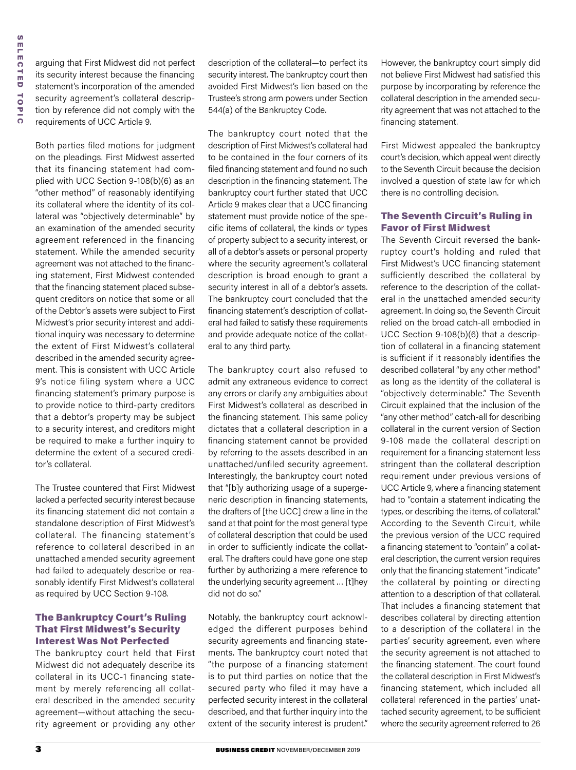arguing that First Midwest did not perfect its security interest because the financing statement's incorporation of the amended security agreement's collateral description by reference did not comply with the requirements of UCC Article 9.

Both parties filed motions for judgment on the pleadings. First Midwest asserted that its financing statement had complied with UCC Section 9-108(b)(6) as an "other method" of reasonably identifying its collateral where the identity of its collateral was "objectively determinable" by an examination of the amended security agreement referenced in the financing statement. While the amended security agreement was not attached to the financing statement, First Midwest contended that the financing statement placed subsequent creditors on notice that some or all of the Debtor's assets were subject to First Midwest's prior security interest and additional inquiry was necessary to determine the extent of First Midwest's collateral described in the amended security agreement. This is consistent with UCC Article 9's notice filing system where a UCC financing statement's primary purpose is to provide notice to third-party creditors that a debtor's property may be subject to a security interest, and creditors might be required to make a further inquiry to determine the extent of a secured creditor's collateral.

The Trustee countered that First Midwest lacked a perfected security interest because its financing statement did not contain a standalone description of First Midwest's collateral. The financing statement's reference to collateral described in an unattached amended security agreement had failed to adequately describe or reasonably identify First Midwest's collateral as required by UCC Section 9-108.

## The Bankruptcy Court's Ruling That First Midwest's Security Interest Was Not Perfected

The bankruptcy court held that First Midwest did not adequately describe its collateral in its UCC-1 financing statement by merely referencing all collateral described in the amended security agreement—without attaching the security agreement or providing any other description of the collateral—to perfect its security interest. The bankruptcy court then avoided First Midwest's lien based on the Trustee's strong arm powers under Section 544(a) of the Bankruptcy Code.

The bankruptcy court noted that the description of First Midwest's collateral had to be contained in the four corners of its filed financing statement and found no such description in the financing statement. The bankruptcy court further stated that UCC Article 9 makes clear that a UCC financing statement must provide notice of the specific items of collateral, the kinds or types of property subject to a security interest, or all of a debtor's assets or personal property where the security agreement's collateral description is broad enough to grant a security interest in all of a debtor's assets. The bankruptcy court concluded that the financing statement's description of collateral had failed to satisfy these requirements and provide adequate notice of the collateral to any third party.

The bankruptcy court also refused to admit any extraneous evidence to correct any errors or clarify any ambiguities about First Midwest's collateral as described in the financing statement. This same policy dictates that a collateral description in a financing statement cannot be provided by referring to the assets described in an unattached/unfiled security agreement. Interestingly, the bankruptcy court noted that "[b]y authorizing usage of a supergeneric description in financing statements, the drafters of [the UCC] drew a line in the sand at that point for the most general type of collateral description that could be used in order to sufficiently indicate the collateral. The drafters could have gone one step further by authorizing a mere reference to the underlying security agreement … [t]hey did not do so."

Notably, the bankruptcy court acknowledged the different purposes behind security agreements and financing statements. The bankruptcy court noted that "the purpose of a financing statement is to put third parties on notice that the secured party who filed it may have a perfected security interest in the collateral described, and that further inquiry into the extent of the security interest is prudent." However, the bankruptcy court simply did not believe First Midwest had satisfied this purpose by incorporating by reference the collateral description in the amended security agreement that was not attached to the financing statement.

First Midwest appealed the bankruptcy court's decision, which appeal went directly to the Seventh Circuit because the decision involved a question of state law for which there is no controlling decision.

## The Seventh Circuit's Ruling in Favor of First Midwest

The Seventh Circuit reversed the bankruptcy court's holding and ruled that First Midwest's UCC financing statement sufficiently described the collateral by reference to the description of the collateral in the unattached amended security agreement. In doing so, the Seventh Circuit relied on the broad catch-all embodied in UCC Section 9-108(b)(6) that a description of collateral in a financing statement is sufficient if it reasonably identifies the described collateral "by any other method" as long as the identity of the collateral is "objectively determinable." The Seventh Circuit explained that the inclusion of the "any other method" catch-all for describing collateral in the current version of Section 9-108 made the collateral description requirement for a financing statement less stringent than the collateral description requirement under previous versions of UCC Article 9, where a financing statement had to "contain a statement indicating the types, or describing the items, of collateral." According to the Seventh Circuit, while the previous version of the UCC required a financing statement to "contain" a collateral description, the current version requires only that the financing statement "indicate" the collateral by pointing or directing attention to a description of that collateral. That includes a financing statement that describes collateral by directing attention to a description of the collateral in the parties' security agreement, even where the security agreement is not attached to the financing statement. The court found the collateral description in First Midwest's financing statement, which included all collateral referenced in the parties' unattached security agreement, to be sufficient where the security agreement referred to 26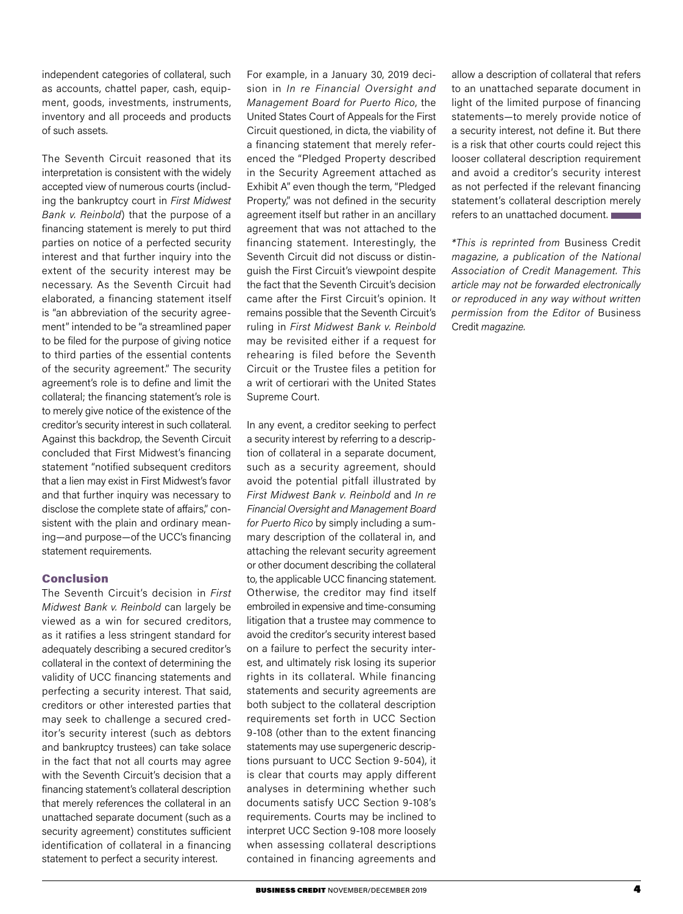independent categories of collateral, such as accounts, chattel paper, cash, equipment, goods, investments, instruments, inventory and all proceeds and products of such assets.

The Seventh Circuit reasoned that its interpretation is consistent with the widely accepted view of numerous courts (including the bankruptcy court in *First Midwest Bank v. Reinbold*) that the purpose of a financing statement is merely to put third parties on notice of a perfected security interest and that further inquiry into the extent of the security interest may be necessary. As the Seventh Circuit had elaborated, a financing statement itself is "an abbreviation of the security agreement" intended to be "a streamlined paper to be filed for the purpose of giving notice to third parties of the essential contents of the security agreement." The security agreement's role is to define and limit the collateral; the financing statement's role is to merely give notice of the existence of the creditor's security interest in such collateral. Against this backdrop, the Seventh Circuit concluded that First Midwest's financing statement "notified subsequent creditors that a lien may exist in First Midwest's favor and that further inquiry was necessary to disclose the complete state of affairs," consistent with the plain and ordinary meaning—and purpose—of the UCC's financing statement requirements.

## Conclusion

The Seventh Circuit's decision in *First Midwest Bank v. Reinbold* can largely be viewed as a win for secured creditors, as it ratifies a less stringent standard for adequately describing a secured creditor's collateral in the context of determining the validity of UCC financing statements and perfecting a security interest. That said, creditors or other interested parties that may seek to challenge a secured creditor's security interest (such as debtors and bankruptcy trustees) can take solace in the fact that not all courts may agree with the Seventh Circuit's decision that a financing statement's collateral description that merely references the collateral in an unattached separate document (such as a security agreement) constitutes sufficient identification of collateral in a financing statement to perfect a security interest.

For example, in a January 30, 2019 decision in *In re Financial Oversight and Management Board for Puerto Rico*, the United States Court of Appeals for the First Circuit questioned, in dicta, the viability of a financing statement that merely referenced the "Pledged Property described in the Security Agreement attached as Exhibit A" even though the term, "Pledged Property," was not defined in the security agreement itself but rather in an ancillary agreement that was not attached to the financing statement. Interestingly, the Seventh Circuit did not discuss or distinguish the First Circuit's viewpoint despite the fact that the Seventh Circuit's decision came after the First Circuit's opinion. It remains possible that the Seventh Circuit's ruling in *First Midwest Bank v. Reinbold* may be revisited either if a request for rehearing is filed before the Seventh Circuit or the Trustee files a petition for a writ of certiorari with the United States Supreme Court.

In any event, a creditor seeking to perfect a security interest by referring to a description of collateral in a separate document, such as a security agreement, should avoid the potential pitfall illustrated by *First Midwest Bank v. Reinbold* and *In re Financial Oversight and Management Board for Puerto Rico* by simply including a summary description of the collateral in, and attaching the relevant security agreement or other document describing the collateral to, the applicable UCC financing statement. Otherwise, the creditor may find itself embroiled in expensive and time-consuming litigation that a trustee may commence to avoid the creditor's security interest based on a failure to perfect the security interest, and ultimately risk losing its superior rights in its collateral. While financing statements and security agreements are both subject to the collateral description requirements set forth in UCC Section 9-108 (other than to the extent financing statements may use supergeneric descriptions pursuant to UCC Section 9-504), it is clear that courts may apply different analyses in determining whether such documents satisfy UCC Section 9-108's requirements. Courts may be inclined to interpret UCC Section 9-108 more loosely when assessing collateral descriptions contained in financing agreements and allow a description of collateral that refers to an unattached separate document in light of the limited purpose of financing statements—to merely provide notice of a security interest, not define it. But there is a risk that other courts could reject this looser collateral description requirement and avoid a creditor's security interest as not perfected if the relevant financing statement's collateral description merely refers to an unattached document.

*\*This is reprinted from* Business Credit *magazine, a publication of the National Association of Credit Management. This article may not be forwarded electronically or reproduced in any way without written permission from the Editor of* Business Credit *magazine.*